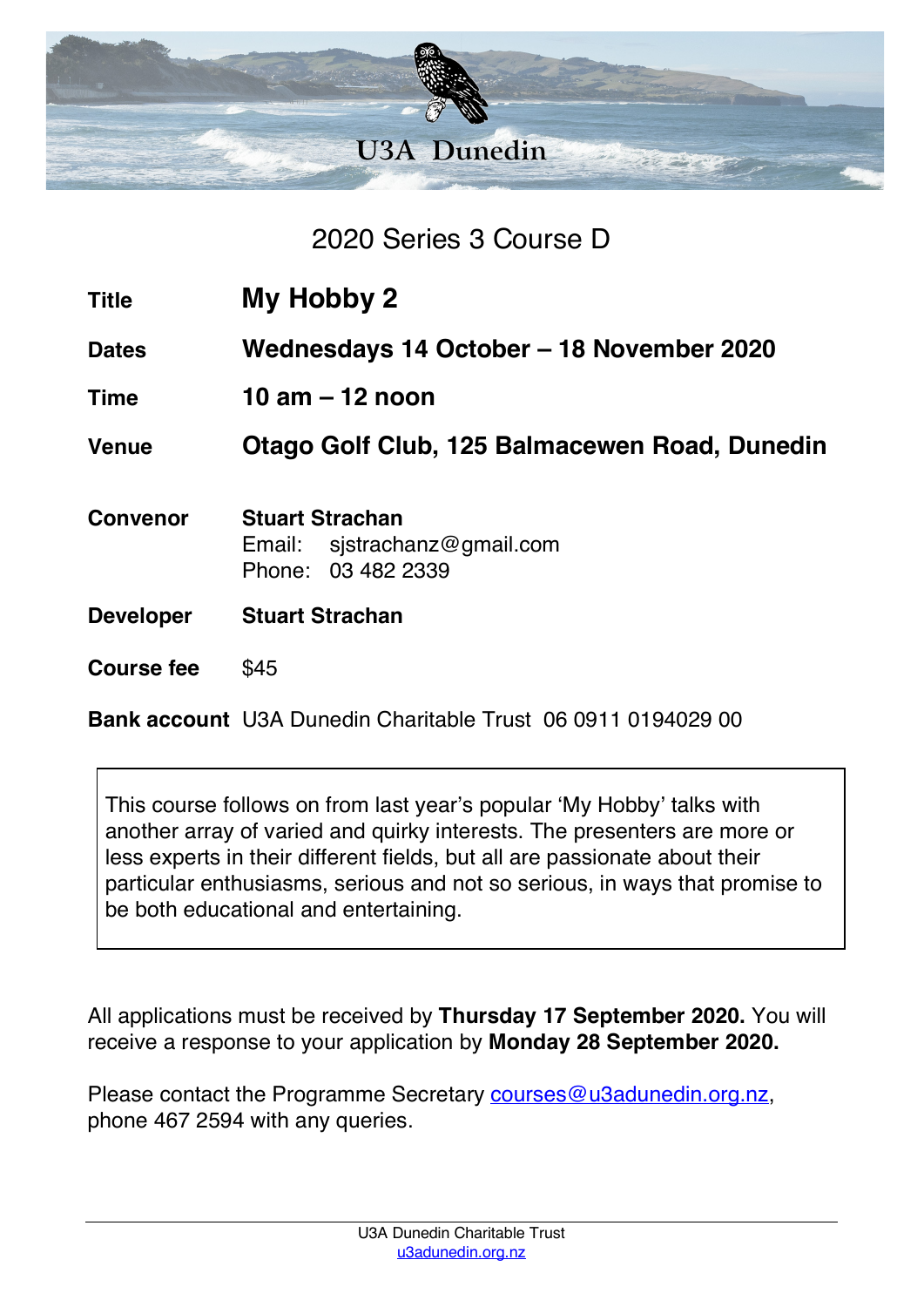U3A Dunedin

# 2020 Series 3 Course D

| | |
|---|---|
| **Title** | **My Hobby 2** |
| **Dates** | **Wednesdays 14 October – 18 November 2020** |
| **Time** | **10 am – 12 noon** |
| **Venue** | **Otago Golf Club, 125 Balmacewen Road, Dunedin** |
| **Convenor** | **Stuart Strachan**<br>Email: sjstrachanz@gmail.com<br>Phone: 03 482 2339 |
| **Developer** | **Stuart Strachan** |
| **Course fee** | $45 |
| **Bank account** | U3A Dunedin Charitable Trust 06 0911 0194029 00 |

This course follows on from last year's popular 'My Hobby' talks with another array of varied and quirky interests. The presenters are more or less experts in their different fields, but all are passionate about their particular enthusiasms, serious and not so serious, in ways that promise to be both educational and entertaining.

All applications must be received by **Thursday 17 September 2020.** You will receive a response to your application by **Monday 28 September 2020.**

Please contact the Programme Secretary courses@u3adunedin.org.nz, phone 467 2594 with any queries.

U3A Dunedin Charitable Trust
u3adunedin.org.nz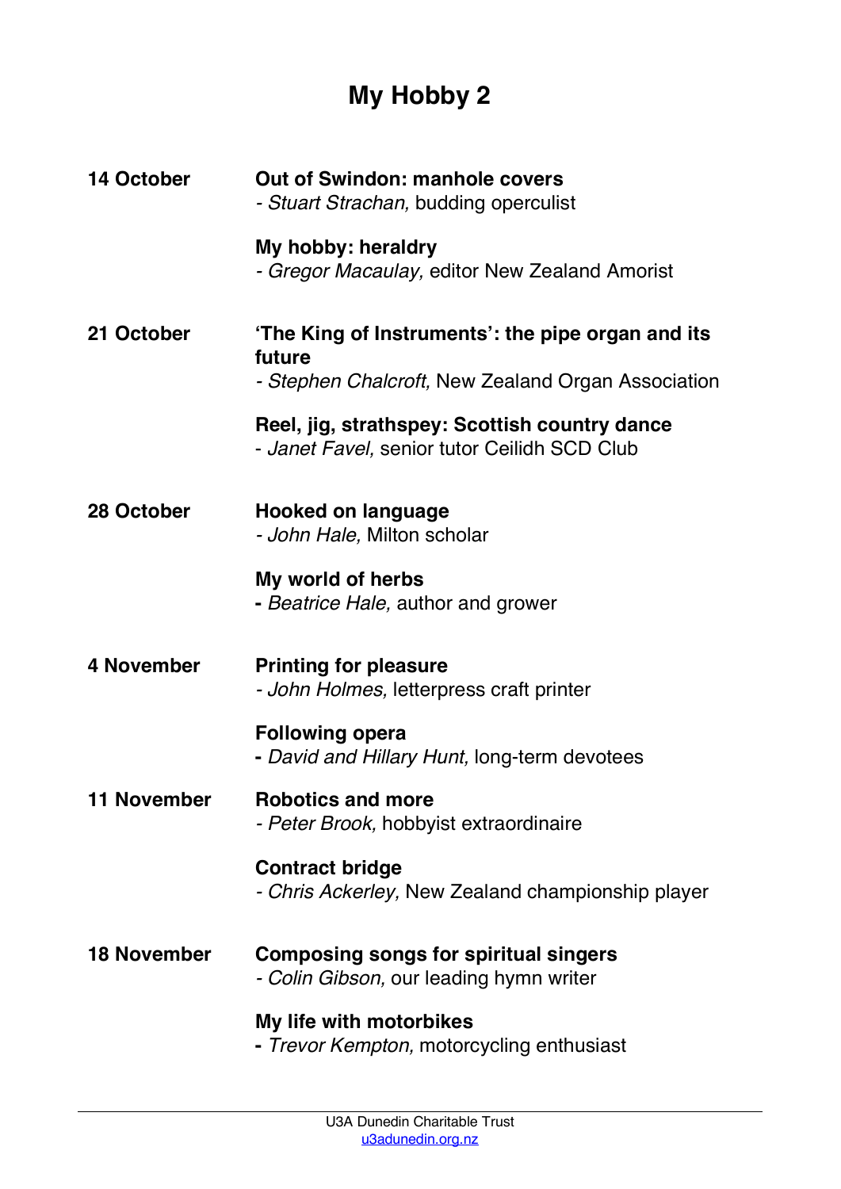# My Hobby 2

**14 October**

**Out of Swindon: manhole covers**
- *Stuart Strachan,* budding operculist

**My hobby: heraldry**
- *Gregor Macaulay,* editor New Zealand Amorist

**21 October**

**'The King of Instruments': the pipe organ and its future**
- *Stephen Chalcroft,* New Zealand Organ Association

**Reel, jig, strathspey: Scottish country dance**
- *Janet Favel,* senior tutor Ceilidh SCD Club

**28 October**

**Hooked on language**
- *John Hale,* Milton scholar

**My world of herbs**
- *Beatrice Hale,* author and grower

**4 November**

**Printing for pleasure**
- *John Holmes,* letterpress craft printer

**Following opera**
- *David and Hillary Hunt,* long-term devotees

**11 November**

**Robotics and more**
- *Peter Brook,* hobbyist extraordinaire

**Contract bridge**
- *Chris Ackerley,* New Zealand championship player

**18 November**

**Composing songs for spiritual singers**
- *Colin Gibson,* our leading hymn writer

**My life with motorbikes**
- *Trevor Kempton,* motorcycling enthusiast

U3A Dunedin Charitable Trust
u3adunedin.org.nz